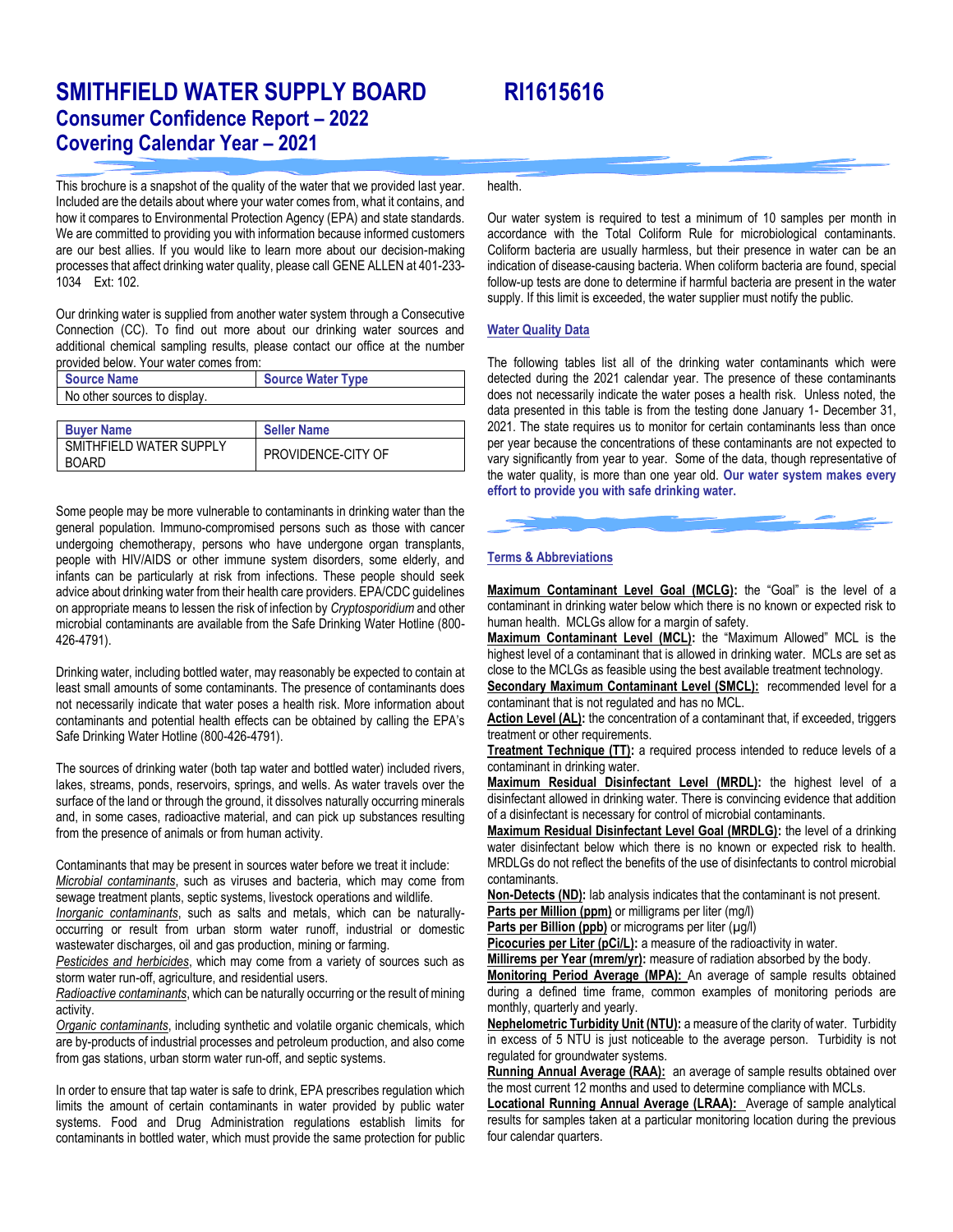# SMITHFIELD WATER SUPPLY BOARD RI1615616

## Consumer Confidence Report – 2022

## Covering Calendar Year – 2021

This brochure is a snapshot of the quality of the water that we provided last year. Included are the details about where your water comes from, what it contains, and how it compares to Environmental Protection Agency (EPA) and state standards. We are committed to providing you with information because informed customers are our best allies. If you would like to learn more about our decision-making processes that affect drinking water quality, please call GENE ALLEN at 401-233-1034 Ext: 102.

Our drinking water is supplied from another water system through a Consecutive Connection (CC). To find out more about our drinking water sources and additional chemical sampling results, please contact our office at the number provided below. Your water comes from:

| Source Name | Source Water Type |
|---|---|
| No other sources to display. | |

| Buyer Name | Seller Name |
|---|---|
| SMITHFIELD WATER SUPPLY BOARD | PROVIDENCE-CITY OF |

Some people may be more vulnerable to contaminants in drinking water than the general population. Immuno-compromised persons such as those with cancer undergoing chemotherapy, persons who have undergone organ transplants, people with HIV/AIDS or other immune system disorders, some elderly, and infants can be particularly at risk from infections. These people should seek advice about drinking water from their health care providers. EPA/CDC guidelines on appropriate means to lessen the risk of infection by *Cryptosporidium* and other microbial contaminants are available from the Safe Drinking Water Hotline (800-426-4791).

Drinking water, including bottled water, may reasonably be expected to contain at least small amounts of some contaminants. The presence of contaminants does not necessarily indicate that water poses a health risk. More information about contaminants and potential health effects can be obtained by calling the EPA's Safe Drinking Water Hotline (800-426-4791).

The sources of drinking water (both tap water and bottled water) included rivers, lakes, streams, ponds, reservoirs, springs, and wells. As water travels over the surface of the land or through the ground, it dissolves naturally occurring minerals and, in some cases, radioactive material, and can pick up substances resulting from the presence of animals or from human activity.

Contaminants that may be present in sources water before we treat it include:

*Microbial contaminants*, such as viruses and bacteria, which may come from sewage treatment plants, septic systems, livestock operations and wildlife.

*Inorganic contaminants*, such as salts and metals, which can be naturally-occurring or result from urban storm water runoff, industrial or domestic wastewater discharges, oil and gas production, mining or farming.

*Pesticides and herbicides*, which may come from a variety of sources such as storm water run-off, agriculture, and residential users.

*Radioactive contaminants*, which can be naturally occurring or the result of mining activity.

*Organic contaminants*, including synthetic and volatile organic chemicals, which are by-products of industrial processes and petroleum production, and also come from gas stations, urban storm water run-off, and septic systems.

In order to ensure that tap water is safe to drink, EPA prescribes regulation which limits the amount of certain contaminants in water provided by public water systems. Food and Drug Administration regulations establish limits for contaminants in bottled water, which must provide the same protection for public health.

Our water system is required to test a minimum of 10 samples per month in accordance with the Total Coliform Rule for microbiological contaminants. Coliform bacteria are usually harmless, but their presence in water can be an indication of disease-causing bacteria. When coliform bacteria are found, special follow-up tests are done to determine if harmful bacteria are present in the water supply. If this limit is exceeded, the water supplier must notify the public.

### Water Quality Data

The following tables list all of the drinking water contaminants which were detected during the 2021 calendar year. The presence of these contaminants does not necessarily indicate the water poses a health risk. Unless noted, the data presented in this table is from the testing done January 1- December 31, 2021. The state requires us to monitor for certain contaminants less than once per year because the concentrations of these contaminants are not expected to vary significantly from year to year. Some of the data, though representative of the water quality, is more than one year old. **Our water system makes every effort to provide you with safe drinking water.**

### Terms & Abbreviations

**Maximum Contaminant Level Goal (MCLG):** the "Goal" is the level of a contaminant in drinking water below which there is no known or expected risk to human health. MCLGs allow for a margin of safety.

**Maximum Contaminant Level (MCL):** the "Maximum Allowed" MCL is the highest level of a contaminant that is allowed in drinking water. MCLs are set as close to the MCLGs as feasible using the best available treatment technology.

**Secondary Maximum Contaminant Level (SMCL):** recommended level for a contaminant that is not regulated and has no MCL.

**Action Level (AL):** the concentration of a contaminant that, if exceeded, triggers treatment or other requirements.

**Treatment Technique (TT):** a required process intended to reduce levels of a contaminant in drinking water.

**Maximum Residual Disinfectant Level (MRDL):** the highest level of a disinfectant allowed in drinking water. There is convincing evidence that addition of a disinfectant is necessary for control of microbial contaminants.

**Maximum Residual Disinfectant Level Goal (MRDLG):** the level of a drinking water disinfectant below which there is no known or expected risk to health. MRDLGs do not reflect the benefits of the use of disinfectants to control microbial contaminants.

**Non-Detects (ND):** lab analysis indicates that the contaminant is not present.

**Parts per Million (ppm)** or milligrams per liter (mg/l)

**Parts per Billion (ppb)** or micrograms per liter (µg/l)

**Picocuries per Liter (pCi/L):** a measure of the radioactivity in water.

**Millirems per Year (mrem/yr):** measure of radiation absorbed by the body.

**Monitoring Period Average (MPA):** An average of sample results obtained during a defined time frame, common examples of monitoring periods are monthly, quarterly and yearly.

**Nephelometric Turbidity Unit (NTU):** a measure of the clarity of water. Turbidity in excess of 5 NTU is just noticeable to the average person. Turbidity is not regulated for groundwater systems.

**Running Annual Average (RAA):** an average of sample results obtained over the most current 12 months and used to determine compliance with MCLs.

**Locational Running Annual Average (LRAA):** Average of sample analytical results for samples taken at a particular monitoring location during the previous four calendar quarters.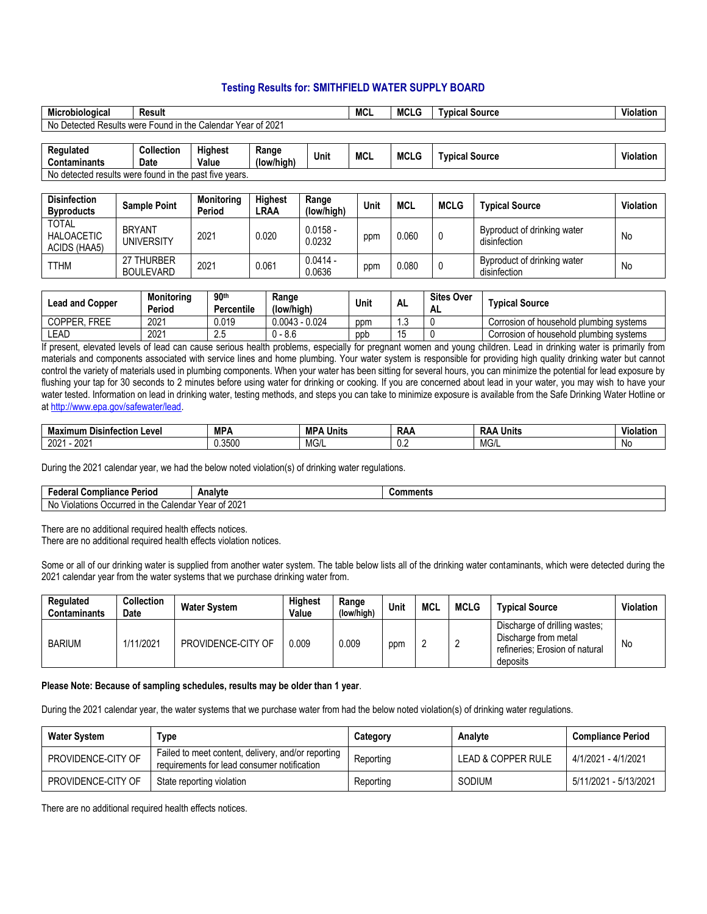## Testing Results for: SMITHFIELD WATER SUPPLY BOARD

| Microbiological | Result | MCL | MCLG | Typical Source | Violation |
|---|---|---|---|---|---|
| No Detected Results were Found in the Calendar Year of 2021 | | | | | |

| Regulated Contaminants | Collection Date | Highest Value | Range (low/high) | Unit | MCL | MCLG | Typical Source | Violation |
|---|---|---|---|---|---|---|---|---|
| No detected results were found in the past five years. | | | | | | | | |

| Disinfection Byproducts | Sample Point | Monitoring Period | Highest LRAA | Range (low/high) | Unit | MCL | MCLG | Typical Source | Violation |
|---|---|---|---|---|---|---|---|---|---|
| TOTAL HALOACETIC ACIDS (HAA5) | BRYANT UNIVERSITY | 2021 | 0.020 | 0.0158 - 0.0232 | ppm | 0.060 | 0 | Byproduct of drinking water disinfection | No |
| TTHM | 27 THURBER BOULEVARD | 2021 | 0.061 | 0.0414 - 0.0636 | ppm | 0.080 | 0 | Byproduct of drinking water disinfection | No |

| Lead and Copper | Monitoring Period | 90th Percentile | Range (low/high) | Unit | AL | Sites Over AL | Typical Source |
|---|---|---|---|---|---|---|---|
| COPPER, FREE | 2021 | 0.019 | 0.0043 - 0.024 | ppm | 1.3 | 0 | Corrosion of household plumbing systems |
| LEAD | 2021 | 2.5 | 0 - 8.6 | ppb | 15 | 0 | Corrosion of household plumbing systems |

If present, elevated levels of lead can cause serious health problems, especially for pregnant women and young children. Lead in drinking water is primarily from materials and components associated with service lines and home plumbing. Your water system is responsible for providing high quality drinking water but cannot control the variety of materials used in plumbing components. When your water has been sitting for several hours, you can minimize the potential for lead exposure by flushing your tap for 30 seconds to 2 minutes before using water for drinking or cooking. If you are concerned about lead in your water, you may wish to have your water tested. Information on lead in drinking water, testing methods, and steps you can take to minimize exposure is available from the Safe Drinking Water Hotline or at http://www.epa.gov/safewater/lead.

| Maximum Disinfection Level | MPA | MPA Units | RAA | RAA Units | Violation |
|---|---|---|---|---|---|
| 2021 - 2021 | 0.3500 | MG/L | 0.2 | MG/L | No |

During the 2021 calendar year, we had the below noted violation(s) of drinking water regulations.

| Federal Compliance Period | Analyte | Comments |
|---|---|---|
| No Violations Occurred in the Calendar Year of 2021 | | |

There are no additional required health effects notices.
There are no additional required health effects violation notices.

Some or all of our drinking water is supplied from another water system. The table below lists all of the drinking water contaminants, which were detected during the 2021 calendar year from the water systems that we purchase drinking water from.

| Regulated Contaminants | Collection Date | Water System | Highest Value | Range (low/high) | Unit | MCL | MCLG | Typical Source | Violation |
|---|---|---|---|---|---|---|---|---|---|
| BARIUM | 1/11/2021 | PROVIDENCE-CITY OF | 0.009 | 0.009 | ppm | 2 | 2 | Discharge of drilling wastes; Discharge from metal refineries; Erosion of natural deposits | No |

**Please Note: Because of sampling schedules, results may be older than 1 year**.

During the 2021 calendar year, the water systems that we purchase water from had the below noted violation(s) of drinking water regulations.

| Water System | Type | Category | Analyte | Compliance Period |
|---|---|---|---|---|
| PROVIDENCE-CITY OF | Failed to meet content, delivery, and/or reporting requirements for lead consumer notification | Reporting | LEAD & COPPER RULE | 4/1/2021 - 4/1/2021 |
| PROVIDENCE-CITY OF | State reporting violation | Reporting | SODIUM | 5/11/2021 - 5/13/2021 |

There are no additional required health effects notices.